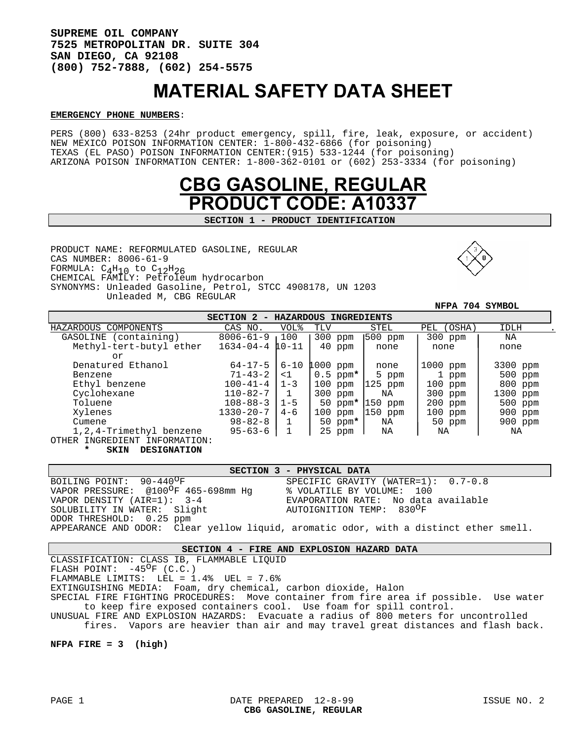**SUPREME OIL COMPANY**
**7525 METROPOLITAN DR. SUITE 304**
**SAN DIEGO, CA 92108**
**(800) 752-7888, (602) 254-5575**

# MATERIAL SAFETY DATA SHEET

**EMERGENCY PHONE NUMBERS**:

PERS (800) 633-8253 (24hr product emergency, spill, fire, leak, exposure, or accident)
NEW MEXICO POISON INFORMATION CENTER: 1-800-432-6866 (for poisoning)
TEXAS (EL PASO) POISON INFORMATION CENTER:(915) 533-1244 (for poisoning)
ARIZONA POISON INFORMATION CENTER: 1-800-362-0101 or (602) 253-3334 (for poisoning)

# CBG GASOLINE, REGULAR
# PRODUCT CODE: A10337

## SECTION 1 - PRODUCT IDENTIFICATION

PRODUCT NAME: REFORMULATED GASOLINE, REGULAR
CAS NUMBER: 8006-61-9
FORMULA: $C_4H_{10}$ to $C_{12}H_{26}$
CHEMICAL FAMILY: Petroleum hydrocarbon
SYNONYMS: Unleaded Gasoline, Petrol, STCC 4908178, UN 1203
Unleaded M, CBG REGULAR

NFPA 704 SYMBOL (Fire: 3, Health: 1, Reactivity: 0)

## SECTION 2 - HAZARDOUS INGREDIENTS

| HAZARDOUS COMPONENTS | CAS NO. | VOL% | TLV | STEL | PEL (OSHA) | IDLH |
|---|---|---|---|---|---|---|
| GASOLINE (containing) | 8006-61-9 | 100 | 300 ppm | 500 ppm | 300 ppm | NA |
| Methyl-tert-butyl ether or | 1634-04-4 | 10-11 | 40 ppm | none | none | none |
| Denatured Ethanol | 64-17-5 | 6-10 | 1000 ppm | none | 1000 ppm | 3300 ppm |
| Benzene | 71-43-2 | <1 | 0.5 ppm* | 5 ppm | 1 ppm | 500 ppm |
| Ethyl benzene | 100-41-4 | 1-3 | 100 ppm | 125 ppm | 100 ppm | 800 ppm |
| Cyclohexane | 110-82-7 | 1 | 300 ppm | NA | 300 ppm | 1300 ppm |
| Toluene | 108-88-3 | 1-5 | 50 ppm* | 150 ppm | 200 ppm | 500 ppm |
| Xylenes | 1330-20-7 | 4-6 | 100 ppm | 150 ppm | 100 ppm | 900 ppm |
| Cumene | 98-82-8 | 1 | 50 ppm* | NA | 50 ppm | 900 ppm |
| 1,2,4-Trimethyl benzene | 95-63-6 | 1 | 25 ppm | NA | NA | NA |

OTHER INGREDIENT INFORMATION:
**\* SKIN DESIGNATION**

## SECTION 3 - PHYSICAL DATA

BOILING POINT: 90-440°F
VAPOR PRESSURE: @100°F 465-698mm Hg
VAPOR DENSITY (AIR=1): 3-4
SOLUBILITY IN WATER: Slight
ODOR THRESHOLD: 0.25 ppm
SPECIFIC GRAVITY (WATER=1): 0.7-0.8
% VOLATILE BY VOLUME: 100
EVAPORATION RATE: No data available
AUTOIGNITION TEMP: 830°F
APPEARANCE AND ODOR: Clear yellow liquid, aromatic odor, with a distinct ether smell.

## SECTION 4 - FIRE AND EXPLOSION HAZARD DATA

CLASSIFICATION: CLASS IB, FLAMMABLE LIQUID
FLASH POINT: -45°F (C.C.)
FLAMMABLE LIMITS: LEL = 1.4% UEL = 7.6%
EXTINGUISHING MEDIA: Foam, dry chemical, carbon dioxide, Halon
SPECIAL FIRE FIGHTING PROCEDURES: Move container from fire area if possible. Use water to keep fire exposed containers cool. Use foam for spill control.
UNUSUAL FIRE AND EXPLOSION HAZARDS: Evacuate a radius of 800 meters for uncontrolled fires. Vapors are heavier than air and may travel great distances and flash back.

**NFPA FIRE = 3 (high)**

DATE PREPARED 12-8-99 ISSUE NO. 2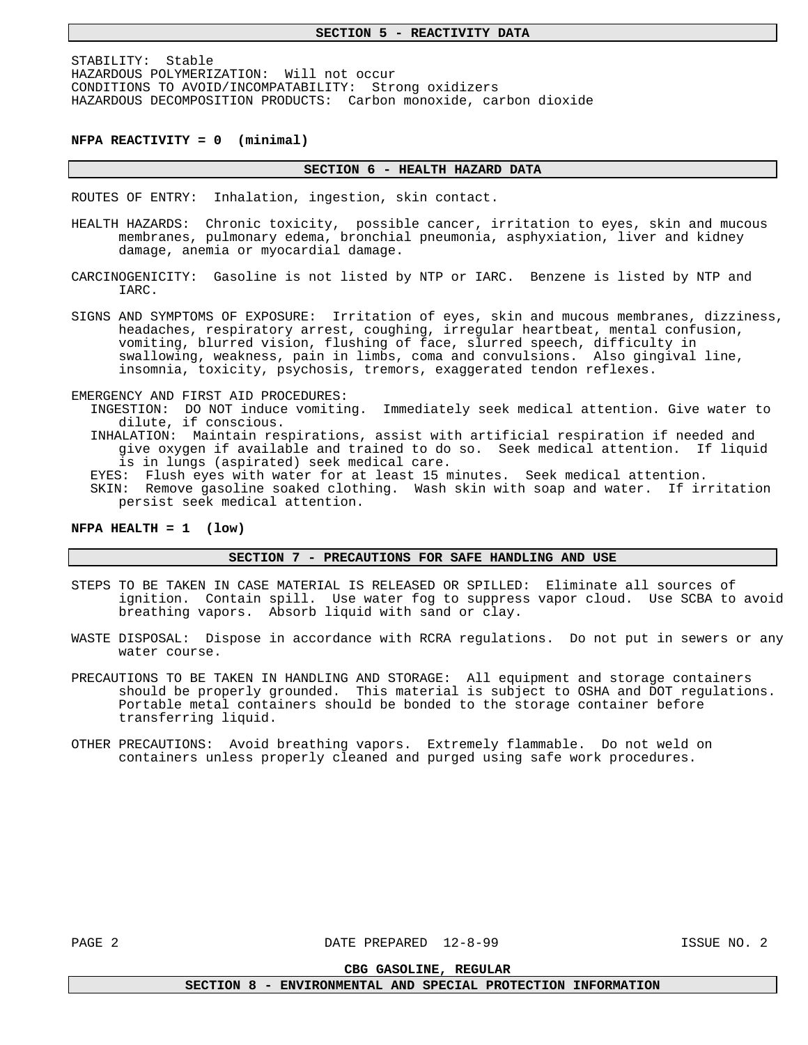## SECTION 5 - REACTIVITY DATA

STABILITY: Stable
HAZARDOUS POLYMERIZATION: Will not occur
CONDITIONS TO AVOID/INCOMPATABILITY: Strong oxidizers
HAZARDOUS DECOMPOSITION PRODUCTS: Carbon monoxide, carbon dioxide

**NFPA REACTIVITY = 0 (minimal)**

## SECTION 6 - HEALTH HAZARD DATA

ROUTES OF ENTRY: Inhalation, ingestion, skin contact.

HEALTH HAZARDS: Chronic toxicity, possible cancer, irritation to eyes, skin and mucous membranes, pulmonary edema, bronchial pneumonia, asphyxiation, liver and kidney damage, anemia or myocardial damage.

CARCINOGENICITY: Gasoline is not listed by NTP or IARC. Benzene is listed by NTP and IARC.

SIGNS AND SYMPTOMS OF EXPOSURE: Irritation of eyes, skin and mucous membranes, dizziness, headaches, respiratory arrest, coughing, irregular heartbeat, mental confusion, vomiting, blurred vision, flushing of face, slurred speech, difficulty in swallowing, weakness, pain in limbs, coma and convulsions. Also gingival line, insomnia, toxicity, psychosis, tremors, exaggerated tendon reflexes.

EMERGENCY AND FIRST AID PROCEDURES:
- INGESTION: DO NOT induce vomiting. Immediately seek medical attention. Give water to dilute, if conscious.
- INHALATION: Maintain respirations, assist with artificial respiration if needed and give oxygen if available and trained to do so. Seek medical attention. If liquid is in lungs (aspirated) seek medical care.
- EYES: Flush eyes with water for at least 15 minutes. Seek medical attention.
- SKIN: Remove gasoline soaked clothing. Wash skin with soap and water. If irritation persist seek medical attention.

**NFPA HEALTH = 1 (low)**

## SECTION 7 - PRECAUTIONS FOR SAFE HANDLING AND USE

STEPS TO BE TAKEN IN CASE MATERIAL IS RELEASED OR SPILLED: Eliminate all sources of ignition. Contain spill. Use water fog to suppress vapor cloud. Use SCBA to avoid breathing vapors. Absorb liquid with sand or clay.

WASTE DISPOSAL: Dispose in accordance with RCRA regulations. Do not put in sewers or any water course.

PRECAUTIONS TO BE TAKEN IN HANDLING AND STORAGE: All equipment and storage containers should be properly grounded. This material is subject to OSHA and DOT regulations. Portable metal containers should be bonded to the storage container before transferring liquid.

OTHER PRECAUTIONS: Avoid breathing vapors. Extremely flammable. Do not weld on containers unless properly cleaned and purged using safe work procedures.

## SECTION 8 - ENVIRONMENTAL AND SPECIAL PROTECTION INFORMATION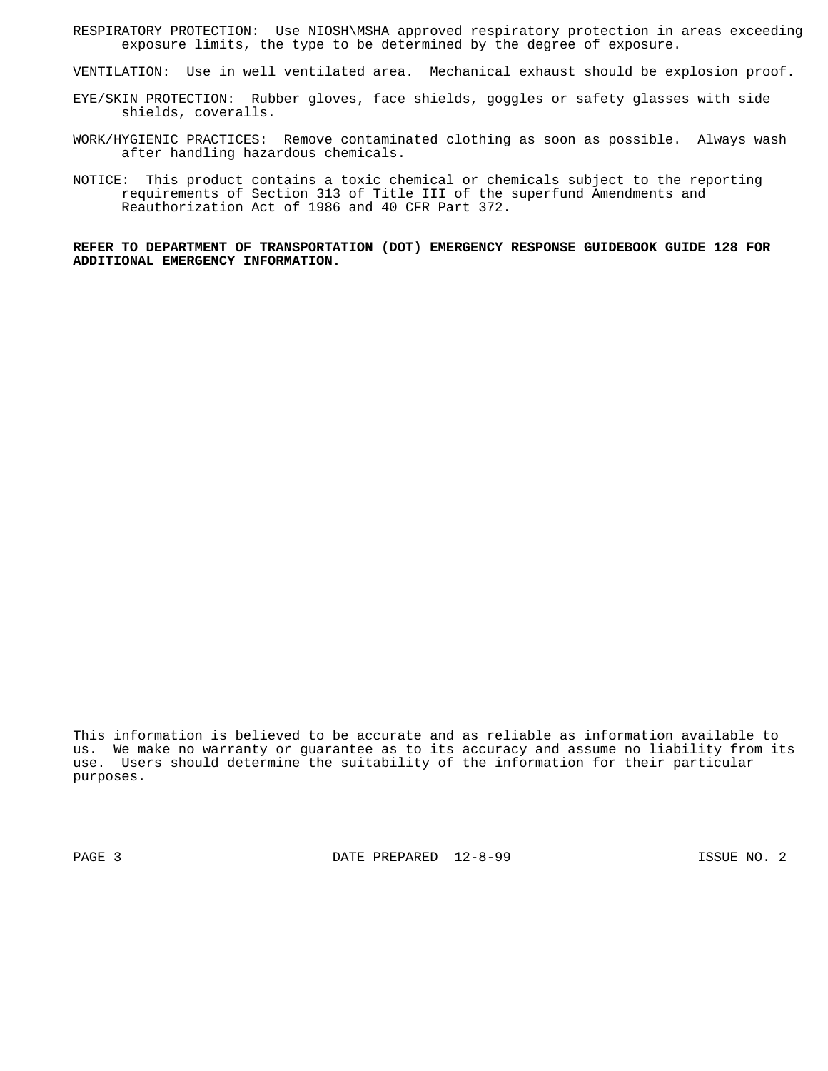RESPIRATORY PROTECTION: Use NIOSH\MSHA approved respiratory protection in areas exceeding exposure limits, the type to be determined by the degree of exposure.

VENTILATION: Use in well ventilated area. Mechanical exhaust should be explosion proof.

EYE/SKIN PROTECTION: Rubber gloves, face shields, goggles or safety glasses with side shields, coveralls.

WORK/HYGIENIC PRACTICES: Remove contaminated clothing as soon as possible. Always wash after handling hazardous chemicals.

NOTICE: This product contains a toxic chemical or chemicals subject to the reporting requirements of Section 313 of Title III of the superfund Amendments and Reauthorization Act of 1986 and 40 CFR Part 372.

**REFER TO DEPARTMENT OF TRANSPORTATION (DOT) EMERGENCY RESPONSE GUIDEBOOK GUIDE 128 FOR ADDITIONAL EMERGENCY INFORMATION.**

This information is believed to be accurate and as reliable as information available to us. We make no warranty or guarantee as to its accuracy and assume no liability from its use. Users should determine the suitability of the information for their particular purposes.

DATE PREPARED 12-8-99 ISSUE NO. 2